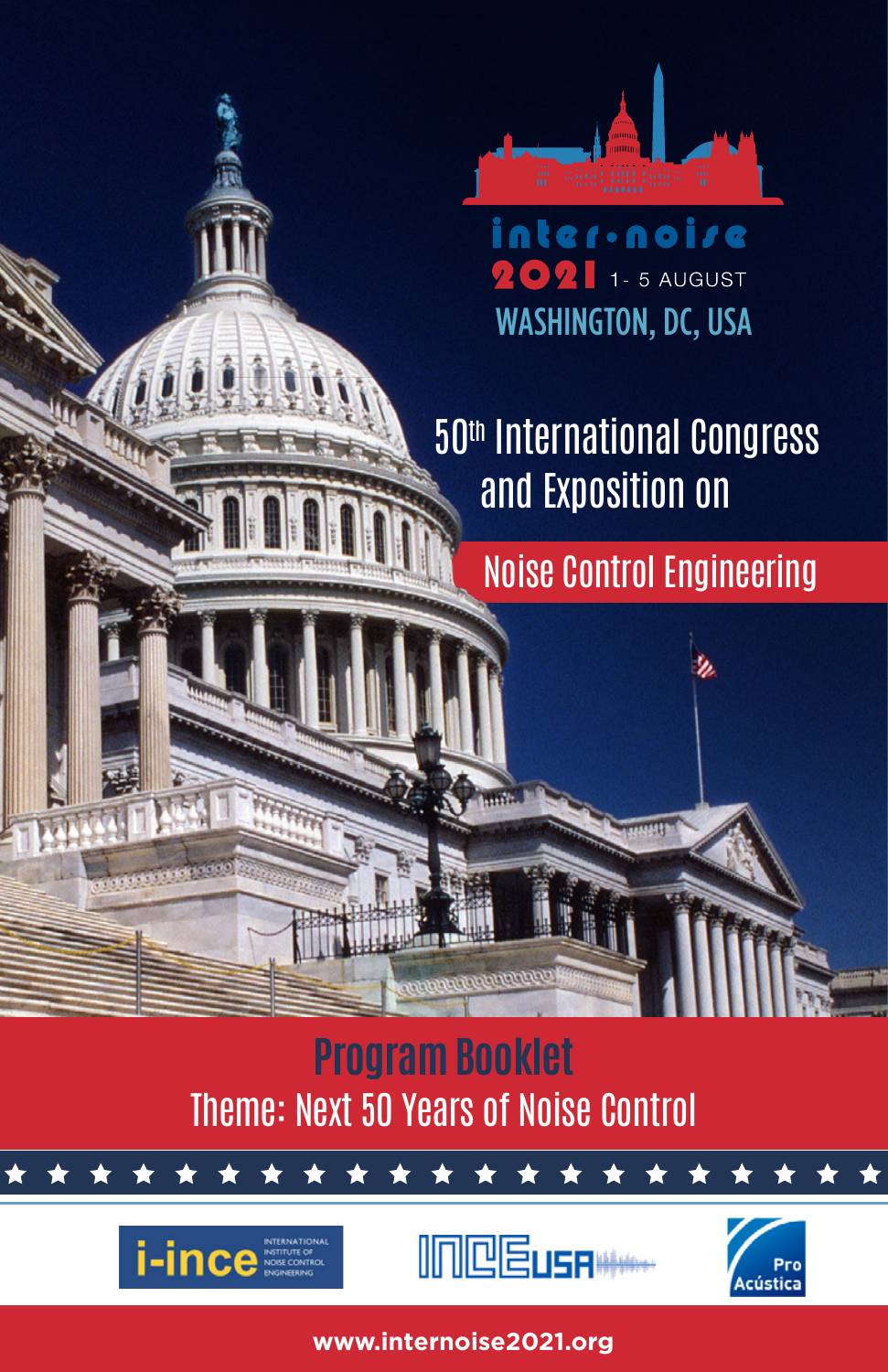inter•noise

**2021** 1 - 5 AUGUST

WASHINGTON, DC, USA

# 50th International Congress and Exposition on Noise Control Engineering

## Program Booklet

Theme: Next 50 Years of Noise Control

i-ince INTERNATIONAL INSTITUTE OF NOISE CONTROL ENGINEERING

INCE USA

Pro Acústica

**www.internoise2021.org**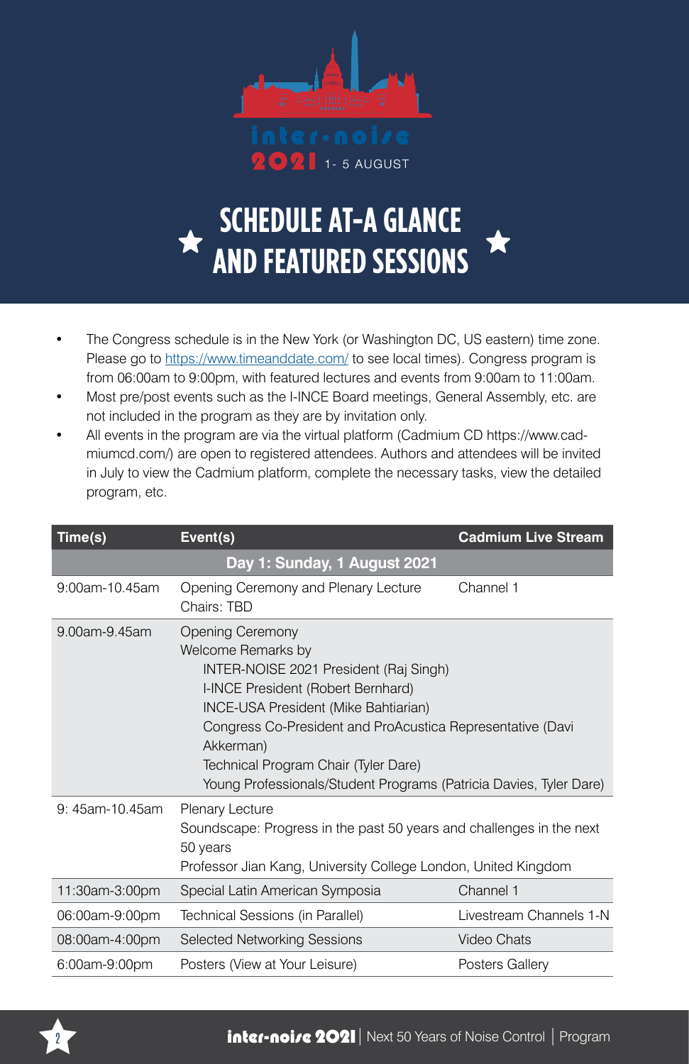inter·noise 2021 1- 5 AUGUST

# SCHEDULE AT-A GLANCE AND FEATURED SESSIONS

- The Congress schedule is in the New York (or Washington DC, US eastern) time zone. Please go to https://www.timeanddate.com/ to see local times). Congress program is from 06:00am to 9:00pm, with featured lectures and events from 9:00am to 11:00am.
- Most pre/post events such as the I-INCE Board meetings, General Assembly, etc. are not included in the program as they are by invitation only.
- All events in the program are via the virtual platform (Cadmium CD https://www.cadmiumcd.com/) are open to registered attendees. Authors and attendees will be invited in July to view the Cadmium platform, complete the necessary tasks, view the detailed program, etc.

| Time(s) | Event(s) | Cadmium Live Stream |
|---|---|---|
| **Day 1: Sunday, 1 August 2021** | | |
| 9:00am-10.45am | Opening Ceremony and Plenary Lecture<br>Chairs: TBD | Channel 1 |
| 9.00am-9.45am | Opening Ceremony<br>Welcome Remarks by<br>INTER-NOISE 2021 President (Raj Singh)<br>I-INCE President (Robert Bernhard)<br>INCE-USA President (Mike Bahtiarian)<br>Congress Co-President and ProAcustica Representative (Davi Akkerman)<br>Technical Program Chair (Tyler Dare)<br>Young Professionals/Student Programs (Patricia Davies, Tyler Dare) | |
| 9: 45am-10.45am | Plenary Lecture<br>Soundscape: Progress in the past 50 years and challenges in the next 50 years<br>Professor Jian Kang, University College London, United Kingdom | |
| 11:30am-3:00pm | Special Latin American Symposia | Channel 1 |
| 06:00am-9:00pm | Technical Sessions (in Parallel) | Livestream Channels 1-N |
| 08:00am-4:00pm | Selected Networking Sessions | Video Chats |
| 6:00am-9:00pm | Posters (View at Your Leisure) | Posters Gallery |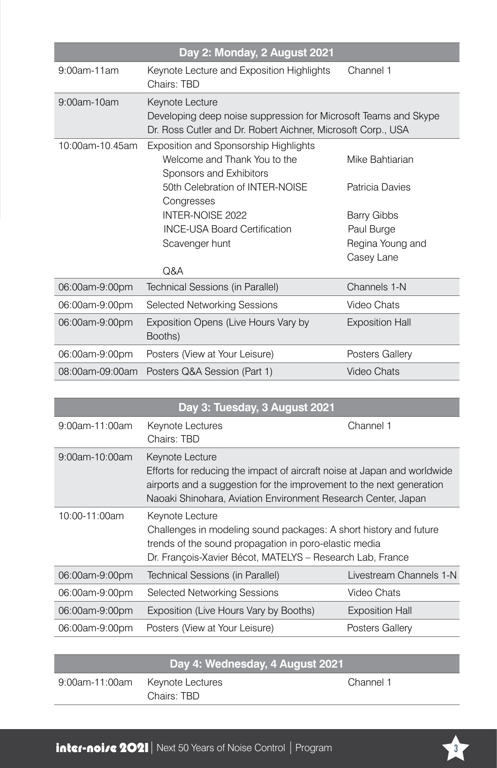| Day 2: Monday, 2 August 2021 | | |
|---|---|---|
| 9:00am-11am | Keynote Lecture and Exposition Highlights<br>Chairs: TBD | Channel 1 |
| 9:00am-10am | Keynote Lecture<br>Developing deep noise suppression for Microsoft Teams and Skype<br>Dr. Ross Cutler and Dr. Robert Aichner, Microsoft Corp., USA | |
| 10:00am-10.45am | Exposition and Sponsorship Highlights | |
| | Welcome and Thank You to the Sponsors and Exhibitors | Mike Bahtiarian |
| | 50th Celebration of INTER-NOISE Congresses | Patricia Davies |
| | INTER-NOISE 2022 | Barry Gibbs |
| | INCE-USA Board Certification | Paul Burge |
| | Scavenger hunt | Regina Young and Casey Lane |
| | Q&A | |
| 06:00am-9:00pm | Technical Sessions (in Parallel) | Channels 1-N |
| 06:00am-9:00pm | Selected Networking Sessions | Video Chats |
| 06:00am-9:00pm | Exposition Opens (Live Hours Vary by Booths) | Exposition Hall |
| 06:00am-9:00pm | Posters (View at Your Leisure) | Posters Gallery |
| 08:00am-09:00am | Posters Q&A Session (Part 1) | Video Chats |

| Day 3: Tuesday, 3 August 2021 | | |
|---|---|---|
| 9:00am-11:00am | Keynote Lectures<br>Chairs: TBD | Channel 1 |
| 9:00am-10:00am | Keynote Lecture<br>Efforts for reducing the impact of aircraft noise at Japan and worldwide airports and a suggestion for the improvement to the next generation<br>Naoaki Shinohara, Aviation Environment Research Center, Japan | |
| 10:00-11:00am | Keynote Lecture<br>Challenges in modeling sound packages: A short history and future trends of the sound propagation in poro-elastic media<br>Dr. François-Xavier Bécot, MATELYS – Research Lab, France | |
| 06:00am-9:00pm | Technical Sessions (in Parallel) | Livestream Channels 1-N |
| 06:00am-9:00pm | Selected Networking Sessions | Video Chats |
| 06:00am-9:00pm | Exposition (Live Hours Vary by Booths) | Exposition Hall |
| 06:00am-9:00pm | Posters (View at Your Leisure) | Posters Gallery |

| Day 4: Wednesday, 4 August 2021 | | |
|---|---|---|
| 9:00am-11:00am | Keynote Lectures<br>Chairs: TBD | Channel 1 |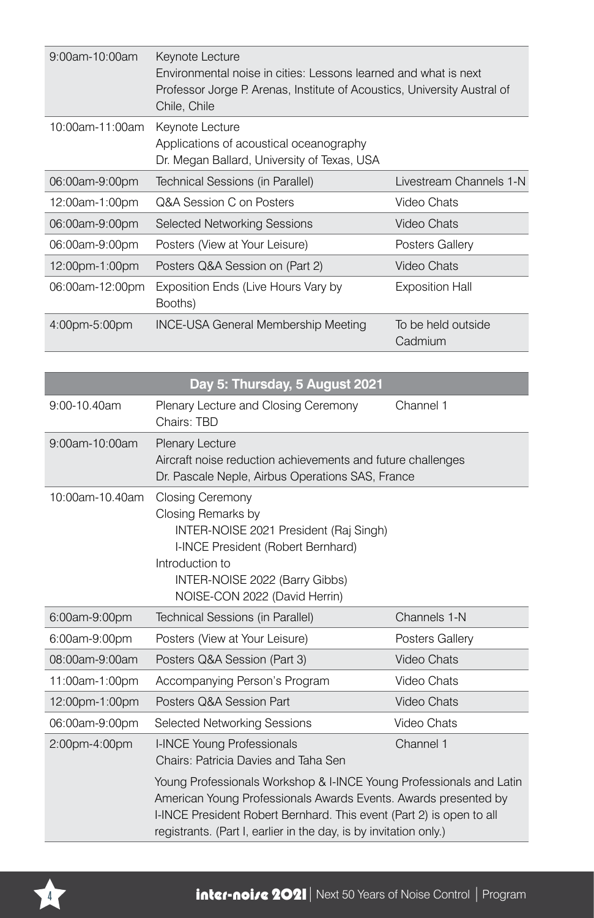| | | |
|---|---|---|
| 9:00am-10:00am | Keynote Lecture<br>Environmental noise in cities: Lessons learned and what is next<br>Professor Jorge P. Arenas, Institute of Acoustics, University Austral of Chile, Chile | |
| 10:00am-11:00am | Keynote Lecture<br>Applications of acoustical oceanography<br>Dr. Megan Ballard, University of Texas, USA | |
| 06:00am-9:00pm | Technical Sessions (in Parallel) | Livestream Channels 1-N |
| 12:00am-1:00pm | Q&A Session C on Posters | Video Chats |
| 06:00am-9:00pm | Selected Networking Sessions | Video Chats |
| 06:00am-9:00pm | Posters (View at Your Leisure) | Posters Gallery |
| 12:00pm-1:00pm | Posters Q&A Session on (Part 2) | Video Chats |
| 06:00am-12:00pm | Exposition Ends (Live Hours Vary by Booths) | Exposition Hall |
| 4:00pm-5:00pm | INCE-USA General Membership Meeting | To be held outside Cadmium |

| Day 5: Thursday, 5 August 2021 | | |
|---|---|---|
| 9:00-10.40am | Plenary Lecture and Closing Ceremony<br>Chairs: TBD | Channel 1 |
| 9:00am-10:00am | Plenary Lecture<br>Aircraft noise reduction achievements and future challenges<br>Dr. Pascale Neple, Airbus Operations SAS, France | |
| 10:00am-10.40am | Closing Ceremony<br>Closing Remarks by<br>INTER-NOISE 2021 President (Raj Singh)<br>I-INCE President (Robert Bernhard)<br>Introduction to<br>INTER-NOISE 2022 (Barry Gibbs)<br>NOISE-CON 2022 (David Herrin) | |
| 6:00am-9:00pm | Technical Sessions (in Parallel) | Channels 1-N |
| 6:00am-9:00pm | Posters (View at Your Leisure) | Posters Gallery |
| 08:00am-9:00am | Posters Q&A Session (Part 3) | Video Chats |
| 11:00am-1:00pm | Accompanying Person's Program | Video Chats |
| 12:00pm-1:00pm | Posters Q&A Session Part | Video Chats |
| 06:00am-9:00pm | Selected Networking Sessions | Video Chats |
| 2:00pm-4:00pm | I-INCE Young Professionals<br>Chairs: Patricia Davies and Taha Sen<br><br>Young Professionals Workshop & I-INCE Young Professionals and Latin American Young Professionals Awards Events. Awards presented by I-INCE President Robert Bernhard. This event (Part 2) is open to all registrants. (Part I, earlier in the day, is by invitation only.) | Channel 1 |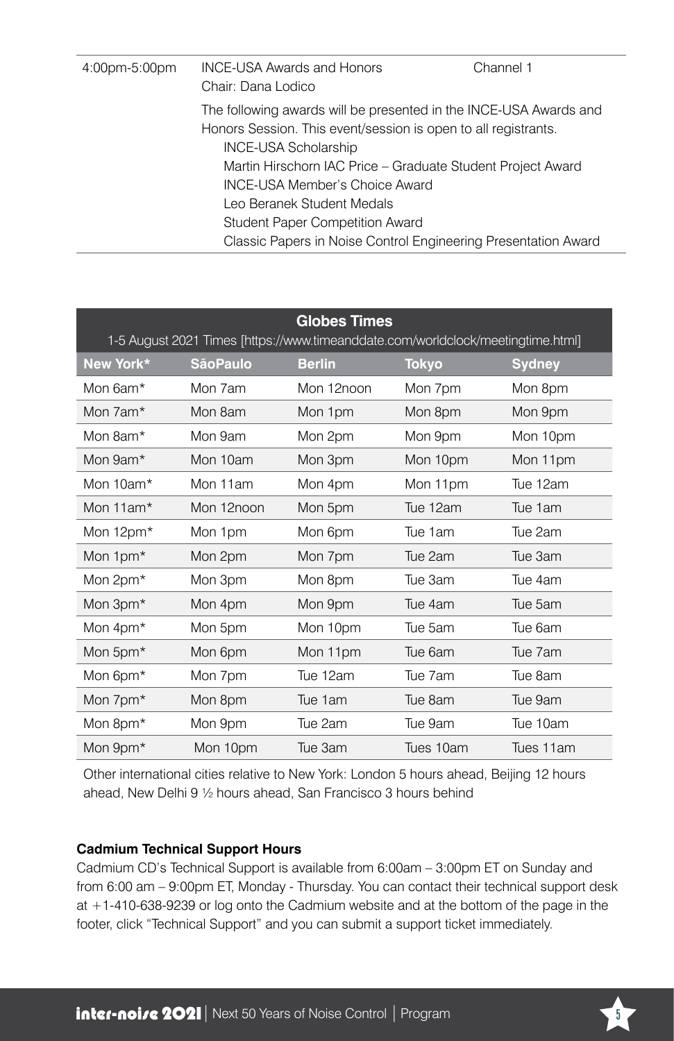| | | |
|---|---|---|
| 4:00pm-5:00pm | INCE-USA Awards and Honors<br>Chair: Dana Lodico | Channel 1 |

The following awards will be presented in the INCE-USA Awards and Honors Session. This event/session is open to all registrants.

- INCE-USA Scholarship
- Martin Hirschorn IAC Price – Graduate Student Project Award
- INCE-USA Member's Choice Award
- Leo Beranek Student Medals
- Student Paper Competition Award
- Classic Papers in Noise Control Engineering Presentation Award

**Globes Times**

1-5 August 2021 Times [https://www.timeanddate.com/worldclock/meetingtime.html]

| New York* | SãoPaulo | Berlin | Tokyo | Sydney |
|---|---|---|---|---|
| Mon 6am* | Mon 7am | Mon 12noon | Mon 7pm | Mon 8pm |
| Mon 7am* | Mon 8am | Mon 1pm | Mon 8pm | Mon 9pm |
| Mon 8am* | Mon 9am | Mon 2pm | Mon 9pm | Mon 10pm |
| Mon 9am* | Mon 10am | Mon 3pm | Mon 10pm | Mon 11pm |
| Mon 10am* | Mon 11am | Mon 4pm | Mon 11pm | Tue 12am |
| Mon 11am* | Mon 12noon | Mon 5pm | Tue 12am | Tue 1am |
| Mon 12pm* | Mon 1pm | Mon 6pm | Tue 1am | Tue 2am |
| Mon 1pm* | Mon 2pm | Mon 7pm | Tue 2am | Tue 3am |
| Mon 2pm* | Mon 3pm | Mon 8pm | Tue 3am | Tue 4am |
| Mon 3pm* | Mon 4pm | Mon 9pm | Tue 4am | Tue 5am |
| Mon 4pm* | Mon 5pm | Mon 10pm | Tue 5am | Tue 6am |
| Mon 5pm* | Mon 6pm | Mon 11pm | Tue 6am | Tue 7am |
| Mon 6pm* | Mon 7pm | Tue 12am | Tue 7am | Tue 8am |
| Mon 7pm* | Mon 8pm | Tue 1am | Tue 8am | Tue 9am |
| Mon 8pm* | Mon 9pm | Tue 2am | Tue 9am | Tue 10am |
| Mon 9pm* | Mon 10pm | Tue 3am | Tues 10am | Tues 11am |

Other international cities relative to New York: London 5 hours ahead, Beijing 12 hours ahead, New Delhi 9 ½ hours ahead, San Francisco 3 hours behind

**Cadmium Technical Support Hours**

Cadmium CD's Technical Support is available from 6:00am – 3:00pm ET on Sunday and from 6:00 am – 9:00pm ET, Monday - Thursday. You can contact their technical support desk at +1-410-638-9239 or log onto the Cadmium website and at the bottom of the page in the footer, click "Technical Support" and you can submit a support ticket immediately.